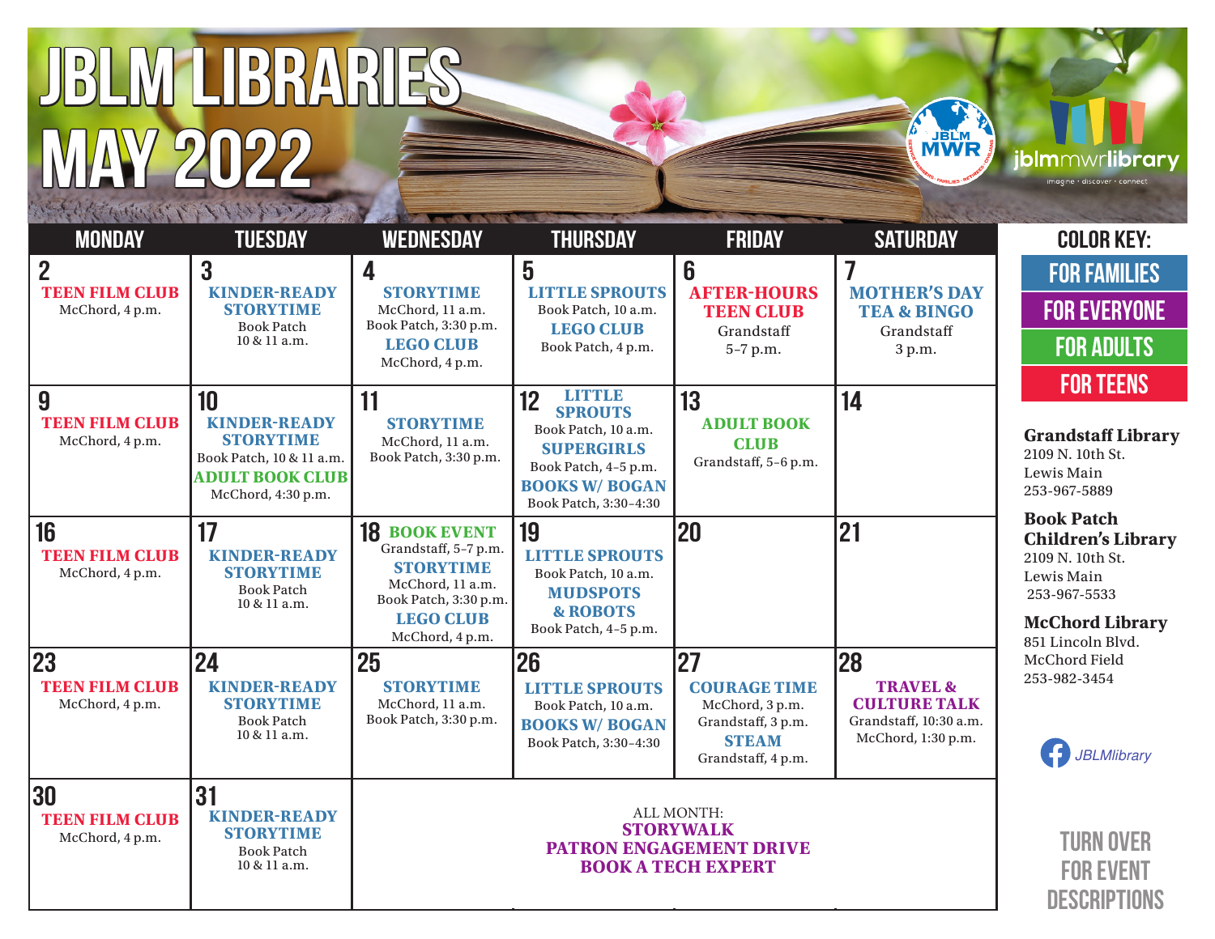# JBLM LIBRARIES MAY 2022

JBLM MWR

jblmmwrlibrary
imagine • discover • connect

| MONDAY | TUESDAY | WEDNESDAY | THURSDAY | FRIDAY | SATURDAY |
|---|---|---|---|---|---|
| **2** TEEN FILM CLUB McChord, 4 p.m. | **3** KINDER-READY STORYTIME Book Patch 10 & 11 a.m. | **4** STORYTIME McChord, 11 a.m. Book Patch, 3:30 p.m. LEGO CLUB McChord, 4 p.m. | **5** LITTLE SPROUTS Book Patch, 10 a.m. LEGO CLUB Book Patch, 4 p.m. | **6** AFTER-HOURS TEEN CLUB Grandstaff 5–7 p.m. | **7** MOTHER'S DAY TEA & BINGO Grandstaff 3 p.m. |
| **9** TEEN FILM CLUB McChord, 4 p.m. | **10** KINDER-READY STORYTIME Book Patch, 10 & 11 a.m. ADULT BOOK CLUB McChord, 4:30 p.m. | **11** STORYTIME McChord, 11 a.m. Book Patch, 3:30 p.m. | **12** LITTLE SPROUTS Book Patch, 10 a.m. SUPERGIRLS Book Patch, 4–5 p.m. BOOKS W/ BOGAN Book Patch, 3:30–4:30 | **13** ADULT BOOK CLUB Grandstaff, 5–6 p.m. | **14** |
| **16** TEEN FILM CLUB McChord, 4 p.m. | **17** KINDER-READY STORYTIME Book Patch 10 & 11 a.m. | **18** BOOK EVENT Grandstaff, 5–7 p.m. STORYTIME McChord, 11 a.m. Book Patch, 3:30 p.m. LEGO CLUB McChord, 4 p.m. | **19** LITTLE SPROUTS Book Patch, 10 a.m. MUDSPOTS & ROBOTS Book Patch, 4–5 p.m. | **20** | **21** |
| **23** TEEN FILM CLUB McChord, 4 p.m. | **24** KINDER-READY STORYTIME Book Patch 10 & 11 a.m. | **25** STORYTIME McChord, 11 a.m. Book Patch, 3:30 p.m. | **26** LITTLE SPROUTS Book Patch, 10 a.m. BOOKS W/ BOGAN Book Patch, 3:30–4:30 | **27** COURAGE TIME McChord, 3 p.m. Grandstaff, 3 p.m. STEAM Grandstaff, 4 p.m. | **28** TRAVEL & CULTURE TALK Grandstaff, 10:30 a.m. McChord, 1:30 p.m. |
| **30** TEEN FILM CLUB McChord, 4 p.m. | **31** KINDER-READY STORYTIME Book Patch 10 & 11 a.m. | ALL MONTH: STORYWALK PATRON ENGAGEMENT DRIVE BOOK A TECH EXPERT | | | |

## COLOR KEY:

- FOR FAMILIES
- FOR EVERYONE
- FOR ADULTS
- FOR TEENS

**Grandstaff Library**
2109 N. 10th St.
Lewis Main
253-967-5889

**Book Patch Children's Library**
2109 N. 10th St.
Lewis Main
253-967-5533

**McChord Library**
851 Lincoln Blvd.
McChord Field
253-982-3454

JBLMlibrary

TURN OVER FOR EVENT DESCRIPTIONS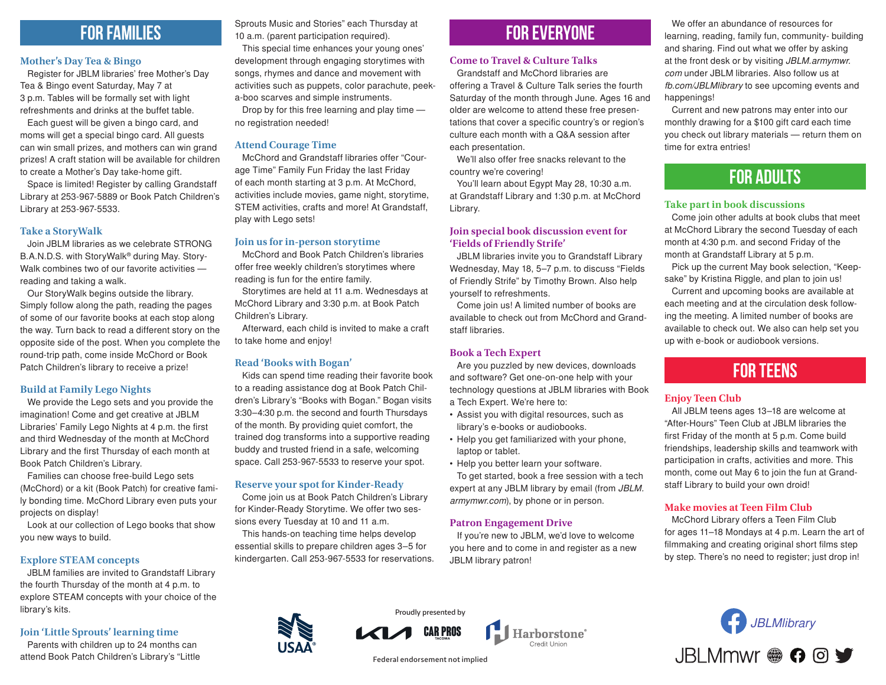## FOR FAMILIES

### Mother's Day Tea & Bingo

Register for JBLM libraries' free Mother's Day Tea & Bingo event Saturday, May 7 at 3 p.m. Tables will be formally set with light refreshments and drinks at the buffet table.

Each guest will be given a bingo card, and moms will get a special bingo card. All guests can win small prizes, and mothers can win grand prizes! A craft station will be available for children to create a Mother's Day take-home gift.

Space is limited! Register by calling Grandstaff Library at 253-967-5889 or Book Patch Children's Library at 253-967-5533.

### Take a StoryWalk

Join JBLM libraries as we celebrate STRONG B.A.N.D.S. with StoryWalk® during May. StoryWalk combines two of our favorite activities — reading and taking a walk.

Our StoryWalk begins outside the library. Simply follow along the path, reading the pages of some of our favorite books at each stop along the way. Turn back to read a different story on the opposite side of the post. When you complete the round-trip path, come inside McChord or Book Patch Children's library to receive a prize!

### Build at Family Lego Nights

We provide the Lego sets and you provide the imagination! Come and get creative at JBLM Libraries' Family Lego Nights at 4 p.m. the first and third Wednesday of the month at McChord Library and the first Thursday of each month at Book Patch Children's Library.

Families can choose free-build Lego sets (McChord) or a kit (Book Patch) for creative family bonding time. McChord Library even puts your projects on display!

Look at our collection of Lego books that show you new ways to build.

### Explore STEAM concepts

JBLM families are invited to Grandstaff Library the fourth Thursday of the month at 4 p.m. to explore STEAM concepts with your choice of the library's kits.

### Join 'Little Sprouts' learning time

Parents with children up to 24 months can attend Book Patch Children's Library's "Little Sprouts Music and Stories" each Thursday at 10 a.m. (parent participation required).

This special time enhances your young ones' development through engaging storytimes with songs, rhymes and dance and movement with activities such as puppets, color parachute, peek-a-boo scarves and simple instruments.

Drop by for this free learning and play time — no registration needed!

### Attend Courage Time

McChord and Grandstaff libraries offer "Courage Time" Family Fun Friday the last Friday of each month starting at 3 p.m. At McChord, activities include movies, game night, storytime, STEM activities, crafts and more! At Grandstaff, play with Lego sets!

### Join us for in-person storytime

McChord and Book Patch Children's libraries offer free weekly children's storytimes where reading is fun for the entire family.

Storytimes are held at 11 a.m. Wednesdays at McChord Library and 3:30 p.m. at Book Patch Children's Library.

Afterward, each child is invited to make a craft to take home and enjoy!

### Read 'Books with Bogan'

Kids can spend time reading their favorite book to a reading assistance dog at Book Patch Children's Library's "Books with Bogan." Bogan visits 3:30–4:30 p.m. the second and fourth Thursdays of the month. By providing quiet comfort, the trained dog transforms into a supportive reading buddy and trusted friend in a safe, welcoming space. Call 253-967-5533 to reserve your spot.

### Reserve your spot for Kinder-Ready

Come join us at Book Patch Children's Library for Kinder-Ready Storytime. We offer two sessions every Tuesday at 10 and 11 a.m.

This hands-on teaching time helps develop essential skills to prepare children ages 3–5 for kindergarten. Call 253-967-5533 for reservations.

## FOR EVERYONE

### Come to Travel & Culture Talks

Grandstaff and McChord libraries are offering a Travel & Culture Talk series the fourth Saturday of the month through June. Ages 16 and older are welcome to attend these free presentations that cover a specific country's or region's culture each month with a Q&A session after each presentation.

We'll also offer free snacks relevant to the country we're covering!

You'll learn about Egypt May 28, 10:30 a.m. at Grandstaff Library and 1:30 p.m. at McChord Library.

### Join special book discussion event for 'Fields of Friendly Strife'

JBLM libraries invite you to Grandstaff Library Wednesday, May 18, 5–7 p.m. to discuss "Fields of Friendly Strife" by Timothy Brown. Also help yourself to refreshments.

Come join us! A limited number of books are available to check out from McChord and Grandstaff libraries.

### Book a Tech Expert

Are you puzzled by new devices, downloads and software? Get one-on-one help with your technology questions at JBLM libraries with Book a Tech Expert. We're here to:

- Assist you with digital resources, such as library's e-books or audiobooks.
- Help you get familiarized with your phone, laptop or tablet.
- Help you better learn your software.

To get started, book a free session with a tech expert at any JBLM library by email (from *JBLM.armymwr.com*), by phone or in person.

### Patron Engagement Drive

If you're new to JBLM, we'd love to welcome you here and to come in and register as a new JBLM library patron!

We offer an abundance of resources for learning, reading, family fun, community- building and sharing. Find out what we offer by asking at the front desk or by visiting *JBLM.armymwr.com* under JBLM libraries. Also follow us at *fb.com/JBLMlibrary* to see upcoming events and happenings!

Current and new patrons may enter into our monthly drawing for a $100 gift card each time you check out library materials — return them on time for extra entries!

## FOR ADULTS

### Take part in book discussions

Come join other adults at book clubs that meet at McChord Library the second Tuesday of each month at 4:30 p.m. and second Friday of the month at Grandstaff Library at 5 p.m.

Pick up the current May book selection, "Keepsake" by Kristina Riggle, and plan to join us!

Current and upcoming books are available at each meeting and at the circulation desk following the meeting. A limited number of books are available to check out. We also can help set you up with e-book or audiobook versions.

## FOR TEENS

### Enjoy Teen Club

All JBLM teens ages 13–18 are welcome at "After-Hours" Teen Club at JBLM libraries the first Friday of the month at 5 p.m. Come build friendships, leadership skills and teamwork with participation in crafts, activities and more. This month, come out May 6 to join the fun at Grandstaff Library to build your own droid!

### Make movies at Teen Film Club

McChord Library offers a Teen Film Club for ages 11–18 Mondays at 4 p.m. Learn the art of filmmaking and creating original short films step by step. There's no need to register; just drop in!

Proudly presented by

USAA KIA CAR PROS TACOMA Harborstone Credit Union

Federal endorsement not implied

JBLMlibrary

JBLMmwr